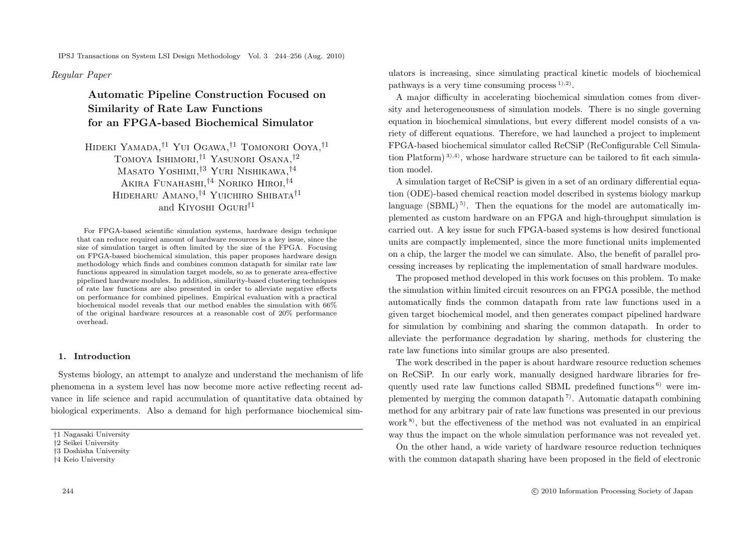*Regular Paper*

# Automatic Pipeline Construction Focused on Similarity of Rate Law Functions for an FPGA-based Biochemical Simulator

Hideki Yamada,[†1] Yui Ogawa,[†1] Tomonori Ooya,[†1] Tomoya Ishimori,[†1] Yasunori Osana,[†2] Masato Yoshimi,[†3] Yuri Nishikawa,[†4] Akira Funahashi,[†4] Noriko Hiroi,[†4] Hideharu Amano,[†4] Yuichiro Shibata[†1] and Kiyoshi Oguri[†1]

For FPGA-based scientific simulation systems, hardware design technique that can reduce required amount of hardware resources is a key issue, since the size of simulation target is often limited by the size of the FPGA. Focusing on FPGA-based biochemical simulation, this paper proposes hardware design methodology which finds and combines common datapath for similar rate law functions appeared in simulation target models, so as to generate area-effective pipelined hardware modules. In addition, similarity-based clustering techniques of rate law functions are also presented in order to alleviate negative effects on performance for combined pipelines. Empirical evaluation with a practical biochemical model reveals that our method enables the simulation with 66% of the original hardware resources at a reasonable cost of 20% performance overhead.

## 1. Introduction

Systems biology, an attempt to analyze and understand the mechanism of life phenomena in a system level has now become more active reflecting recent advance in life science and rapid accumulation of quantitative data obtained by biological experiments. Also a demand for high performance biochemical simulators is increasing, since simulating practical kinetic models of biochemical pathways is a very time consuming process [1),2)].

A major difficulty in accelerating biochemical simulation comes from diversity and heterogeneousness of simulation models. There is no single governing equation in biochemical simulations, but every different model consists of a variety of different equations. Therefore, we had launched a project to implement FPGA-based biochemical simulator called ReCSiP (ReConfigurable Cell Simulation Platform) [3),4)], whose hardware structure can be tailored to fit each simulation model.

A simulation target of ReCSiP is given in a set of an ordinary differential equation (ODE)-based chemical reaction model described in systems biology markup language (SBML) [5)]. Then the equations for the model are automatically implemented as custom hardware on an FPGA and high-throughput simulation is carried out. A key issue for such FPGA-based systems is how desired functional units are compactly implemented, since the more functional units implemented on a chip, the larger the model we can simulate. Also, the benefit of parallel processing increases by replicating the implementation of small hardware modules.

The proposed method developed in this work focuses on this problem. To make the simulation within limited circuit resources on an FPGA possible, the method automatically finds the common datapath from rate law functions used in a given target biochemical model, and then generates compact pipelined hardware for simulation by combining and sharing the common datapath. In order to alleviate the performance degradation by sharing, methods for clustering the rate law functions into similar groups are also presented.

The work described in the paper is about hardware resource reduction schemes on ReCSiP. In our early work, manually designed hardware libraries for frequently used rate law functions called SBML predefined functions [6)] were implemented by merging the common datapath [7)]. Automatic datapath combining method for any arbitrary pair of rate law functions was presented in our previous work [8)], but the effectiveness of the method was not evaluated in an empirical way thus the impact on the whole simulation performance was not revealed yet.

On the other hand, a wide variety of hardware resource reduction techniques with the common datapath sharing have been proposed in the field of electronic

†1 Nagasaki University
†2 Seikei University
†3 Doshisha University
†4 Keio University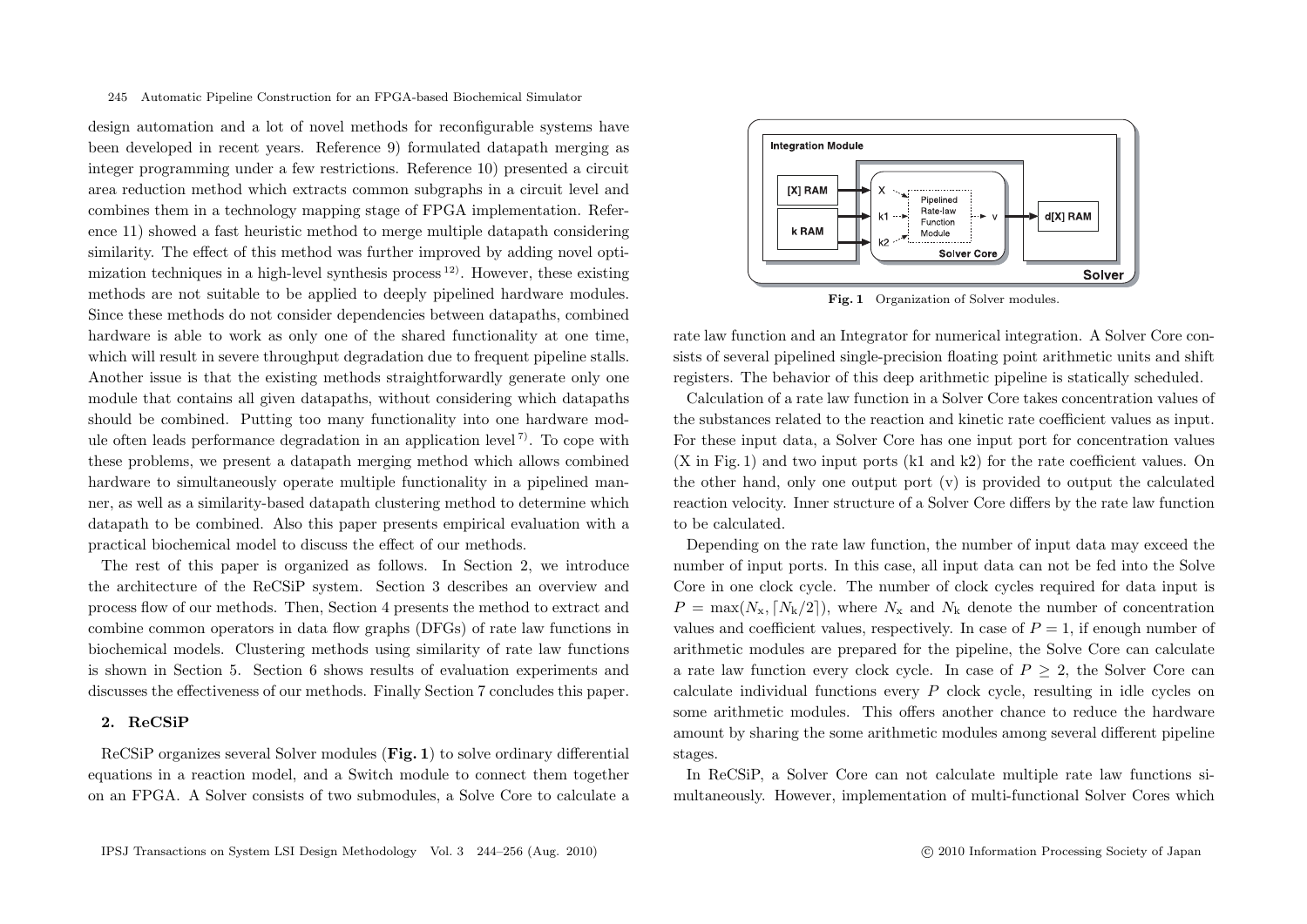design automation and a lot of novel methods for reconfigurable systems have been developed in recent years. Reference 9) formulated datapath merging as integer programming under a few restrictions. Reference 10) presented a circuit area reduction method which extracts common subgraphs in a circuit level and combines them in a technology mapping stage of FPGA implementation. Reference 11) showed a fast heuristic method to merge multiple datapath considering similarity. The effect of this method was further improved by adding novel optimization techniques in a high-level synthesis process [12]. However, these existing methods are not suitable to be applied to deeply pipelined hardware modules. Since these methods do not consider dependencies between datapaths, combined hardware is able to work as only one of the shared functionality at one time, which will result in severe throughput degradation due to frequent pipeline stalls. Another issue is that the existing methods straightforwardly generate only one module that contains all given datapaths, without considering which datapaths should be combined. Putting too many functionality into one hardware module often leads performance degradation in an application level [7]. To cope with these problems, we present a datapath merging method which allows combined hardware to simultaneously operate multiple functionality in a pipelined manner, as well as a similarity-based datapath clustering method to determine which datapath to be combined. Also this paper presents empirical evaluation with a practical biochemical model to discuss the effect of our methods.

The rest of this paper is organized as follows. In Section 2, we introduce the architecture of the ReCSiP system. Section 3 describes an overview and process flow of our methods. Then, Section 4 presents the method to extract and combine common operators in data flow graphs (DFGs) of rate law functions in biochemical models. Clustering methods using similarity of rate law functions is shown in Section 5. Section 6 shows results of evaluation experiments and discusses the effectiveness of our methods. Finally Section 7 concludes this paper.

## 2. ReCSiP

ReCSiP organizes several Solver modules (**Fig. 1**) to solve ordinary differential equations in a reaction model, and a Switch module to connect them together on an FPGA. A Solver consists of two submodules, a Solve Core to calculate a rate law function and an Integrator for numerical integration. A Solver Core consists of several pipelined single-precision floating point arithmetic units and shift registers. The behavior of this deep arithmetic pipeline is statically scheduled.

**Fig. 1** Organization of Solver modules.

Calculation of a rate law function in a Solver Core takes concentration values of the substances related to the reaction and kinetic rate coefficient values as input. For these input data, a Solver Core has one input port for concentration values (X in Fig. 1) and two input ports (k1 and k2) for the rate coefficient values. On the other hand, only one output port (v) is provided to output the calculated reaction velocity. Inner structure of a Solver Core differs by the rate law function to be calculated.

Depending on the rate law function, the number of input data may exceed the number of input ports. In this case, all input data can not be fed into the Solve Core in one clock cycle. The number of clock cycles required for data input is $P = \max(N_{\mathrm{x}}, \lceil N_{\mathrm{k}}/2 \rceil)$, where $N_{\mathrm{x}}$ and $N_{\mathrm{k}}$ denote the number of concentration values and coefficient values, respectively. In case of $P = 1$, if enough number of arithmetic modules are prepared for the pipeline, the Solve Core can calculate a rate law function every clock cycle. In case of $P \geq 2$, the Solver Core can calculate individual functions every $P$ clock cycle, resulting in idle cycles on some arithmetic modules. This offers another chance to reduce the hardware amount by sharing the some arithmetic modules among several different pipeline stages.

In ReCSiP, a Solver Core can not calculate multiple rate law functions simultaneously. However, implementation of multi-functional Solver Cores which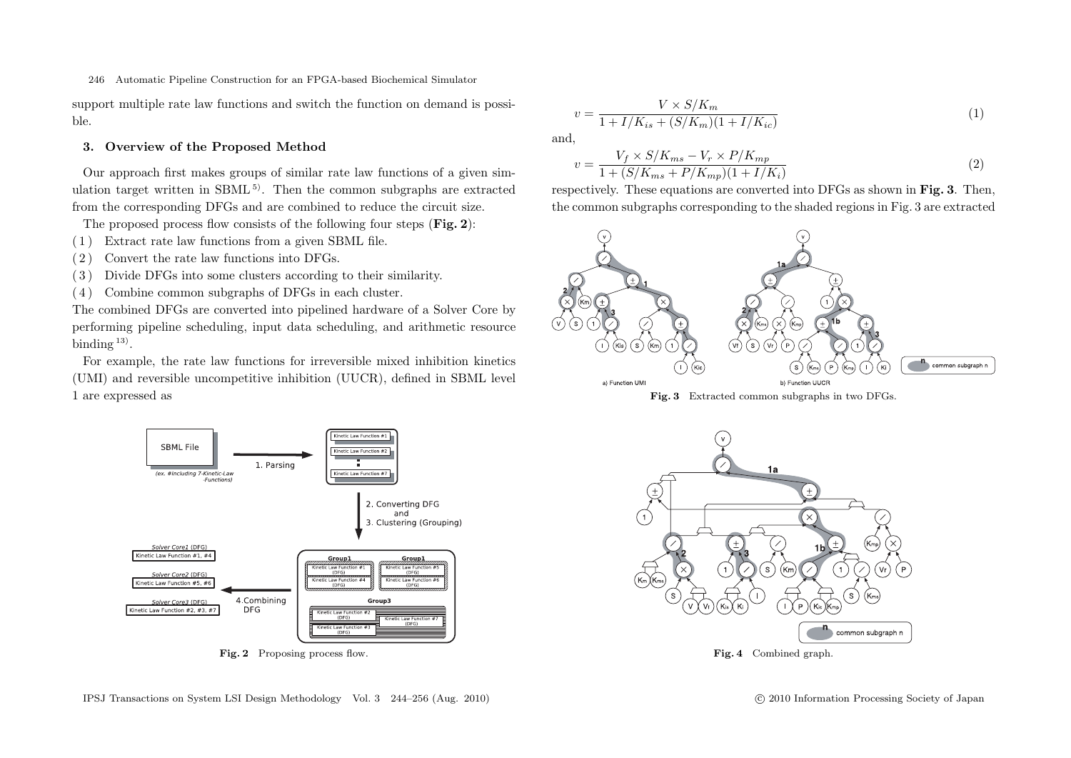support multiple rate law functions and switch the function on demand is possible.

### 3. Overview of the Proposed Method

Our approach first makes groups of similar rate law functions of a given simulation target written in SBML [5]. Then the common subgraphs are extracted from the corresponding DFGs and are combined to reduce the circuit size.

The proposed process flow consists of the following four steps (**Fig. 2**):

(1) Extract rate law functions from a given SBML file.
(2) Convert the rate law functions into DFGs.
(3) Divide DFGs into some clusters according to their similarity.
(4) Combine common subgraphs of DFGs in each cluster.

The combined DFGs are converted into pipelined hardware of a Solver Core by performing pipeline scheduling, input data scheduling, and arithmetic resource binding [13].

For example, the rate law functions for irreversible mixed inhibition kinetics (UMI) and reversible uncompetitive inhibition (UUCR), defined in SBML level 1 are expressed as

Fig. 2 Proposing process flow.

$$v = \frac{V \times S/K_m}{1 + I/K_{is} + (S/K_m)(1 + I/K_{ic})} \tag{1}$$

and,

$$v = \frac{V_f \times S/K_{ms} - V_r \times P/K_{mp}}{1 + (S/K_{ms} + P/K_{mp})(1 + I/K_i)} \tag{2}$$

respectively. These equations are converted into DFGs as shown in **Fig. 3**. Then, the common subgraphs corresponding to the shaded regions in Fig. 3 are extracted

Fig. 3 Extracted common subgraphs in two DFGs.

Fig. 4 Combined graph.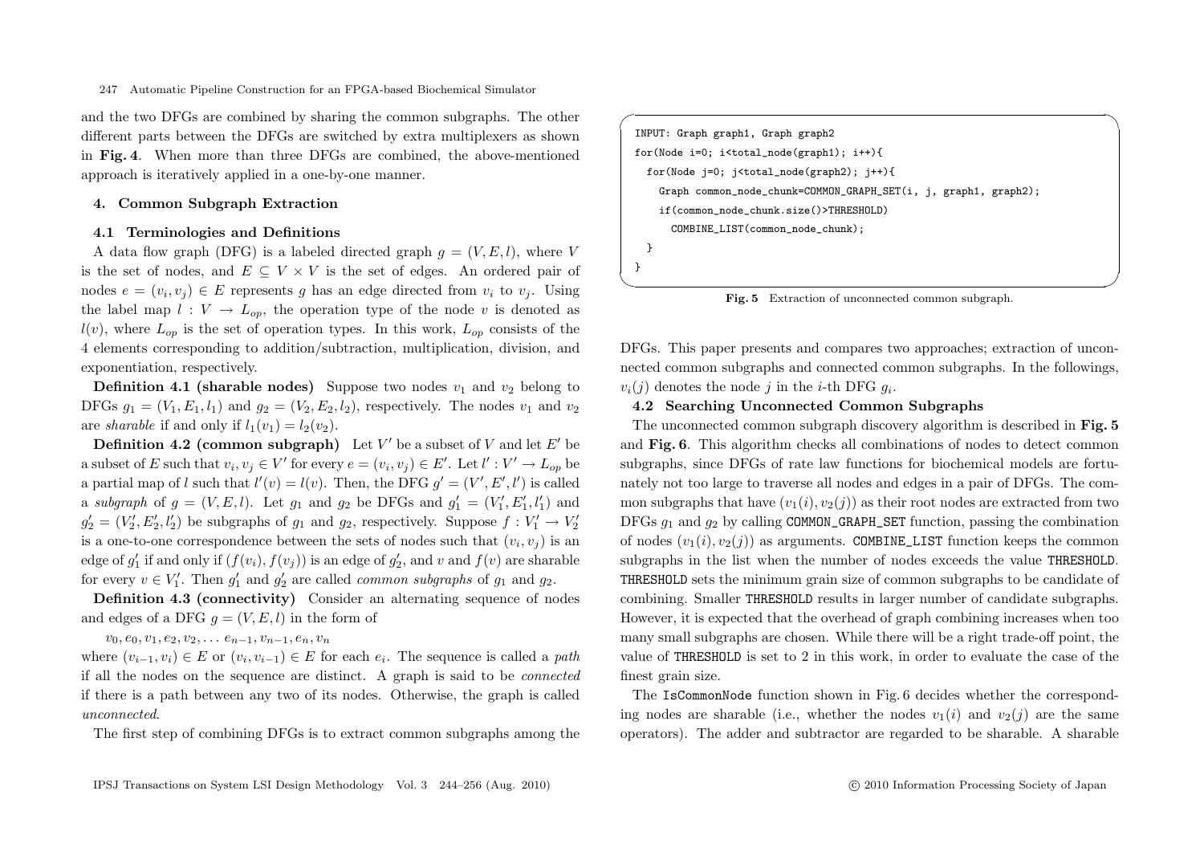and the two DFGs are combined by sharing the common subgraphs. The other different parts between the DFGs are switched by extra multiplexers as shown in **Fig. 4**. When more than three DFGs are combined, the above-mentioned approach is iteratively applied in a one-by-one manner.

## 4. Common Subgraph Extraction

### 4.1 Terminologies and Definitions

A data flow graph (DFG) is a labeled directed graph $g = (V, E, l)$, where $V$ is the set of nodes, and $E \subseteq V \times V$ is the set of edges. An ordered pair of nodes $e = (v_i, v_j) \in E$ represents $g$ has an edge directed from $v_i$ to $v_j$. Using the label map $l : V \rightarrow L_{op}$, the operation type of the node $v$ is denoted as $l(v)$, where $L_{op}$ is the set of operation types. In this work, $L_{op}$ consists of the 4 elements corresponding to addition/subtraction, multiplication, division, and exponentiation, respectively.

**Definition 4.1 (sharable nodes)** Suppose two nodes $v_1$ and $v_2$ belong to DFGs $g_1 = (V_1, E_1, l_1)$ and $g_2 = (V_2, E_2, l_2)$, respectively. The nodes $v_1$ and $v_2$ are *sharable* if and only if $l_1(v_1) = l_2(v_2)$.

**Definition 4.2 (common subgraph)** Let $V'$ be a subset of $V$ and let $E'$ be a subset of $E$ such that $v_i, v_j \in V'$ for every $e = (v_i, v_j) \in E'$. Let $l' : V' \rightarrow L_{op}$ be a partial map of $l$ such that $l'(v) = l(v)$. Then, the DFG $g' = (V', E', l')$ is called a *subgraph* of $g = (V, E, l)$. Let $g_1$ and $g_2$ be DFGs and $g'_1 = (V'_1, E'_1, l'_1)$ and $g'_2 = (V'_2, E'_2, l'_2)$ be subgraphs of $g_1$ and $g_2$, respectively. Suppose $f : V'_1 \rightarrow V'_2$ is a one-to-one correspondence between the sets of nodes such that $(v_i, v_j)$ is an edge of $g'_1$ if and only if $(f(v_i), f(v_j))$ is an edge of $g'_2$, and $v$ and $f(v)$ are sharable for every $v \in V'_1$. Then $g'_1$ and $g'_2$ are called *common subgraphs* of $g_1$ and $g_2$.

**Definition 4.3 (connectivity)** Consider an alternating sequence of nodes and edges of a DFG $g = (V, E, l)$ in the form of

$v_0, e_0, v_1, e_2, v_2, \ldots e_{n-1}, v_{n-1}, e_n, v_n$

where $(v_{i-1}, v_i) \in E$ or $(v_i, v_{i-1}) \in E$ for each $e_i$. The sequence is called a *path* if all the nodes on the sequence are distinct. A graph is said to be *connected* if there is a path between any two of its nodes. Otherwise, the graph is called *unconnected*.

The first step of combining DFGs is to extract common subgraphs among the DFGs. This paper presents and compares two approaches; extraction of unconnected common subgraphs and connected common subgraphs. In the followings, $v_i(j)$ denotes the node $j$ in the $i$-th DFG $g_i$.

```
INPUT: Graph graph1, Graph graph2
for(Node i=0; i<total_node(graph1); i++){
  for(Node j=0; j<total_node(graph2); j++){
    Graph common_node_chunk=COMMON_GRAPH_SET(i, j, graph1, graph2);
    if(common_node_chunk.size()>THRESHOLD)
      COMBINE_LIST(common_node_chunk);
  }
}
```

**Fig. 5** Extraction of unconnected common subgraph.

### 4.2 Searching Unconnected Common Subgraphs

The unconnected common subgraph discovery algorithm is described in **Fig. 5** and **Fig. 6**. This algorithm checks all combinations of nodes to detect common subgraphs, since DFGs of rate law functions for biochemical models are fortunately not too large to traverse all nodes and edges in a pair of DFGs. The common subgraphs that have $(v_1(i), v_2(j))$ as their root nodes are extracted from two DFGs $g_1$ and $g_2$ by calling `COMMON_GRAPH_SET` function, passing the combination of nodes $(v_1(i), v_2(j))$ as arguments. `COMBINE_LIST` function keeps the common subgraphs in the list when the number of nodes exceeds the value `THRESHOLD`. `THRESHOLD` sets the minimum grain size of common subgraphs to be candidate of combining. Smaller `THRESHOLD` results in larger number of candidate subgraphs. However, it is expected that the overhead of graph combining increases when too many small subgraphs are chosen. While there will be a right trade-off point, the value of `THRESHOLD` is set to 2 in this work, in order to evaluate the case of the finest grain size.

The `IsCommonNode` function shown in Fig. 6 decides whether the corresponding nodes are sharable (i.e., whether the nodes $v_1(i)$ and $v_2(j)$ are the same operators). The adder and subtractor are regarded to be sharable. A sharable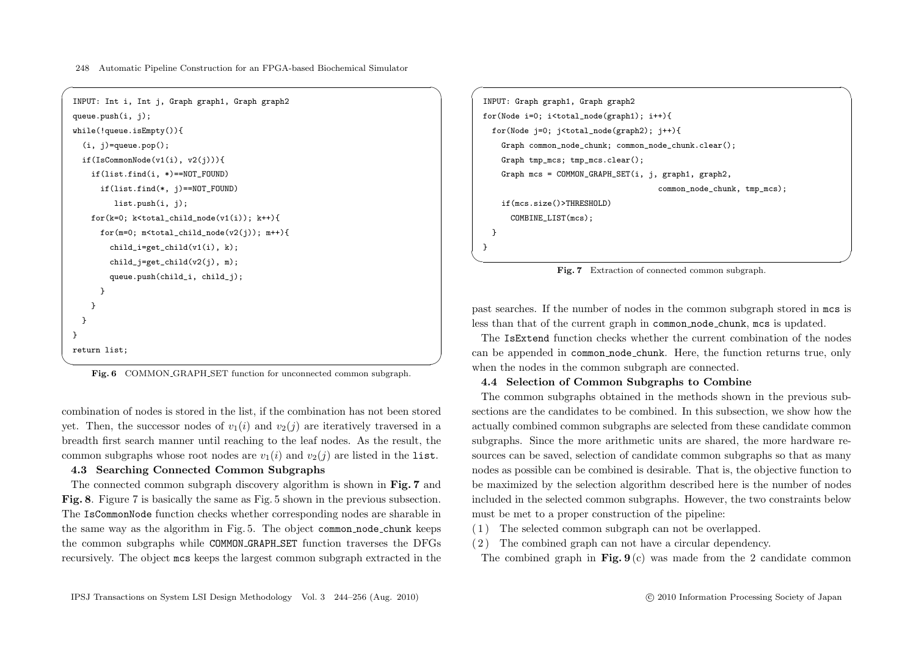```
INPUT: Int i, Int j, Graph graph1, Graph graph2
queue.push(i, j);
while(!queue.isEmpty()){
  (i, j)=queue.pop();
  if(IsCommonNode(v1(i), v2(j))){
    if(list.find(i, *)==NOT_FOUND)
      if(list.find(*, j)==NOT_FOUND)
         list.push(i, j);
    for(k=0; k<total_child_node(v1(i)); k++){
      for(m=0; m<total_child_node(v2(j)); m++){
        child_i=get_child(v1(i), k);
        child_j=get_child(v2(j), m);
        queue.push(child_i, child_j);
      }
    }
  }
}
return list;
```

**Fig. 6** COMMON_GRAPH_SET function for unconnected common subgraph.

combination of nodes is stored in the list, if the combination has not been stored yet. Then, the successor nodes of $v_1(i)$ and $v_2(j)$ are iteratively traversed in a breadth first search manner until reaching to the leaf nodes. As the result, the common subgraphs whose root nodes are $v_1(i)$ and $v_2(j)$ are listed in the `list`.

### 4.3 Searching Connected Common Subgraphs

The connected common subgraph discovery algorithm is shown in **Fig. 7** and **Fig. 8**. Figure 7 is basically the same as Fig. 5 shown in the previous subsection. The `IsCommonNode` function checks whether corresponding nodes are sharable in the same way as the algorithm in Fig. 5. The object `common_node_chunk` keeps the common subgraphs while `COMMON_GRAPH_SET` function traverses the DFGs recursively. The object `mcs` keeps the largest common subgraph extracted in the past searches. If the number of nodes in the common subgraph stored in `mcs` is less than that of the current graph in `common_node_chunk`, `mcs` is updated.

```
INPUT: Graph graph1, Graph graph2
for(Node i=0; i<total_node(graph1); i++){
  for(Node j=0; j<total_node(graph2); j++){
    Graph common_node_chunk; common_node_chunk.clear();
    Graph tmp_mcs; tmp_mcs.clear();
    Graph mcs = COMMON_GRAPH_SET(i, j, graph1, graph2,
                                 common_node_chunk, tmp_mcs);
    if(mcs.size()>THRESHOLD)
      COMBINE_LIST(mcs);
  }
}
```

**Fig. 7** Extraction of connected common subgraph.

The `IsExtend` function checks whether the current combination of the nodes can be appended in `common_node_chunk`. Here, the function returns true, only when the nodes in the common subgraph are connected.

### 4.4 Selection of Common Subgraphs to Combine

The common subgraphs obtained in the methods shown in the previous subsections are the candidates to be combined. In this subsection, we show how the actually combined common subgraphs are selected from these candidate common subgraphs. Since the more arithmetic units are shared, the more hardware resources can be saved, selection of candidate common subgraphs so that as many nodes as possible can be combined is desirable. That is, the objective function to be maximized by the selection algorithm described here is the number of nodes included in the selected common subgraphs. However, the two constraints below must be met to a proper construction of the pipeline:

(1) The selected common subgraph can not be overlapped.
(2) The combined graph can not have a circular dependency.

The combined graph in **Fig. 9** (c) was made from the 2 candidate common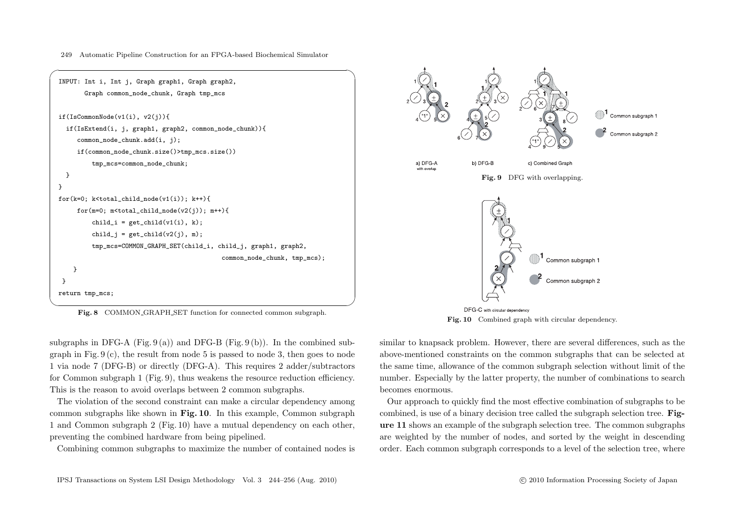```
INPUT: Int i, Int j, Graph graph1, Graph graph2,
       Graph common_node_chunk, Graph tmp_mcs

if(IsCommonNode(v1(i), v2(j))){
  if(IsExtend(i, j, graph1, graph2, common_node_chunk)){
     common_node_chunk.add(i, j);
     if(common_node_chunk.size()>tmp_mcs.size())
         tmp_mcs=common_node_chunk;
  }
}
for(k=0; k<total_child_node(v1(i)); k++){
     for(m=0; m<total_child_node(v2(j)); m++){
         child_i = get_child(v1(i), k);
         child_j = get_child(v2(j), m);
         tmp_mcs=COMMON_GRAPH_SET(child_i, child_j, graph1, graph2,
                                            common_node_chunk, tmp_mcs);
    }
 }
return tmp_mcs;
```

**Fig. 8** COMMON_GRAPH_SET function for connected common subgraph.

subgraphs in DFG-A (Fig. 9 (a)) and DFG-B (Fig. 9 (b)). In the combined subgraph in Fig. 9 (c), the result from node 5 is passed to node 3, then goes to node 1 via node 7 (DFG-B) or directly (DFG-A). This requires 2 adder/subtractors for Common subgraph 1 (Fig. 9), thus weakens the resource reduction efficiency. This is the reason to avoid overlaps between 2 common subgraphs.

The violation of the second constraint can make a circular dependency among common subgraphs like shown in **Fig. 10**. In this example, Common subgraph 1 and Common subgraph 2 (Fig. 10) have a mutual dependency on each other, preventing the combined hardware from being pipelined.

Combining common subgraphs to maximize the number of contained nodes is similar to knapsack problem. However, there are several differences, such as the above-mentioned constraints on the common subgraphs that can be selected at the same time, allowance of the common subgraph selection without limit of the number. Especially by the latter property, the number of combinations to search becomes enormous.

**Fig. 9** DFG with overlapping.

**Fig. 10** Combined graph with circular dependency.

Our approach to quickly find the most effective combination of subgraphs to be combined, is use of a binary decision tree called the subgraph selection tree. **Figure 11** shows an example of the subgraph selection tree. The common subgraphs are weighted by the number of nodes, and sorted by the weight in descending order. Each common subgraph corresponds to a level of the selection tree, where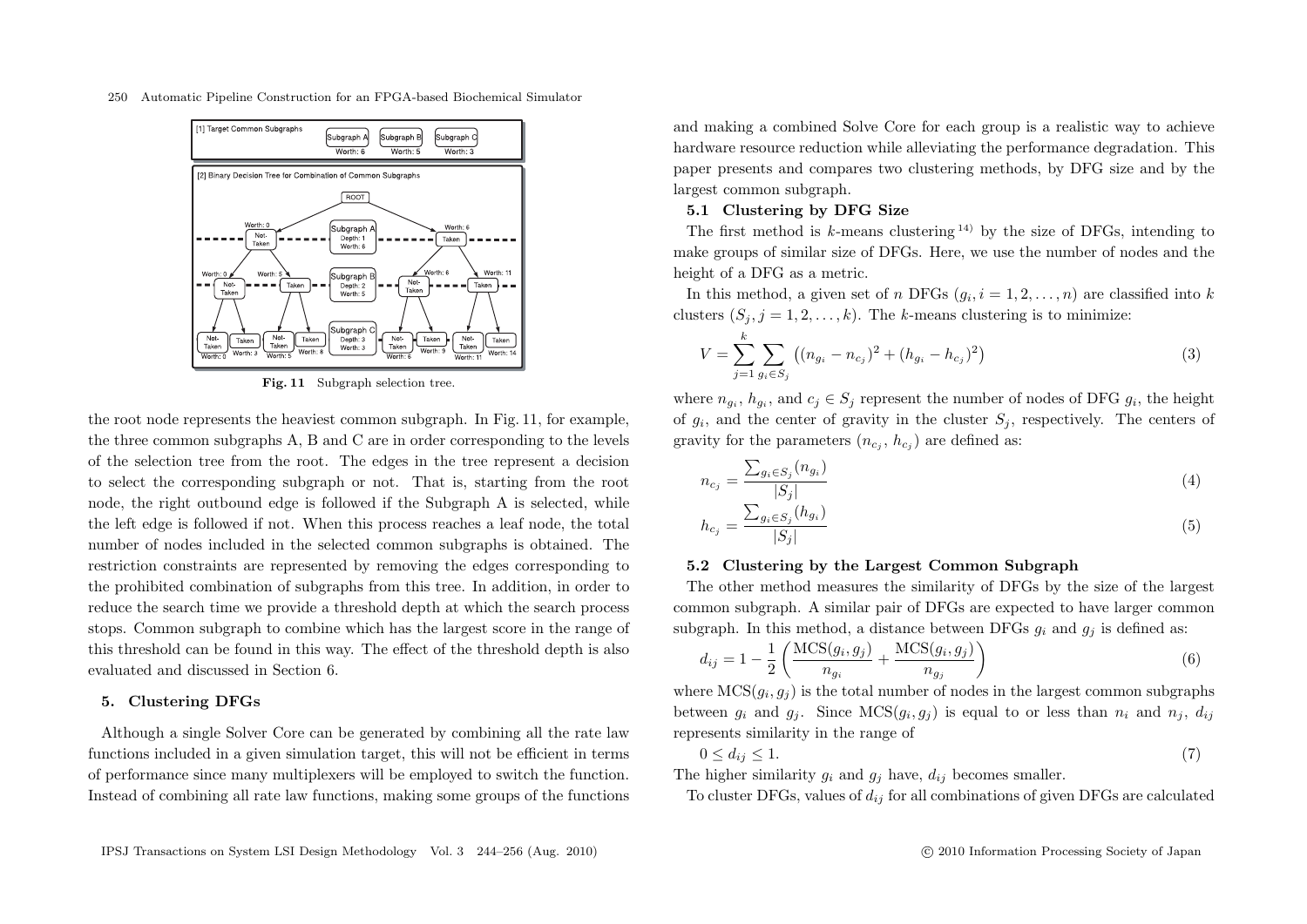Fig. 11 Subgraph selection tree.

the root node represents the heaviest common subgraph. In Fig. 11, for example, the three common subgraphs A, B and C are in order corresponding to the levels of the selection tree from the root. The edges in the tree represent a decision to select the corresponding subgraph or not. That is, starting from the root node, the right outbound edge is followed if the Subgraph A is selected, while the left edge is followed if not. When this process reaches a leaf node, the total number of nodes included in the selected common subgraphs is obtained. The restriction constraints are represented by removing the edges corresponding to the prohibited combination of subgraphs from this tree. In addition, in order to reduce the search time we provide a threshold depth at which the search process stops. Common subgraph to combine which has the largest score in the range of this threshold can be found in this way. The effect of the threshold depth is also evaluated and discussed in Section 6.

## 5. Clustering DFGs

Although a single Solver Core can be generated by combining all the rate law functions included in a given simulation target, this will not be efficient in terms of performance since many multiplexers will be employed to switch the function. Instead of combining all rate law functions, making some groups of the functions and making a combined Solve Core for each group is a realistic way to achieve hardware resource reduction while alleviating the performance degradation. This paper presents and compares two clustering methods, by DFG size and by the largest common subgraph.

### 5.1 Clustering by DFG Size

The first method is $k$-means clustering [14] by the size of DFGs, intending to make groups of similar size of DFGs. Here, we use the number of nodes and the height of a DFG as a metric.

In this method, a given set of $n$ DFGs ($g_i, i = 1, 2, \ldots, n$) are classified into $k$ clusters ($S_j, j = 1, 2, \ldots, k$). The $k$-means clustering is to minimize:

$$V = \sum_{j=1}^{k} \sum_{g_i \in S_j} \left( (n_{g_i} - n_{c_j})^2 + (h_{g_i} - h_{c_j})^2 \right) \tag{3}$$

where $n_{g_i}$, $h_{g_i}$, and $c_j \in S_j$ represent the number of nodes of DFG $g_i$, the height of $g_i$, and the center of gravity in the cluster $S_j$, respectively. The centers of gravity for the parameters ($n_{c_j}$, $h_{c_j}$) are defined as:

$$n_{c_j} = \frac{\sum_{g_i \in S_j} (n_{g_i})}{|S_j|} \tag{4}$$

$$h_{c_j} = \frac{\sum_{g_i \in S_j} (h_{g_i})}{|S_j|} \tag{5}$$

### 5.2 Clustering by the Largest Common Subgraph

The other method measures the similarity of DFGs by the size of the largest common subgraph. A similar pair of DFGs are expected to have larger common subgraph. In this method, a distance between DFGs $g_i$ and $g_j$ is defined as:

$$d_{ij} = 1 - \frac{1}{2} \left( \frac{\mathrm{MCS}(g_i, g_j)}{n_{g_i}} + \frac{\mathrm{MCS}(g_i, g_j)}{n_{g_j}} \right) \tag{6}$$

where $\mathrm{MCS}(g_i, g_j)$ is the total number of nodes in the largest common subgraphs between $g_i$ and $g_j$. Since $\mathrm{MCS}(g_i, g_j)$ is equal to or less than $n_i$ and $n_j$, $d_{ij}$ represents similarity in the range of

$$0 \leq d_{ij} \leq 1. \tag{7}$$

The higher similarity $g_i$ and $g_j$ have, $d_{ij}$ becomes smaller.

To cluster DFGs, values of $d_{ij}$ for all combinations of given DFGs are calculated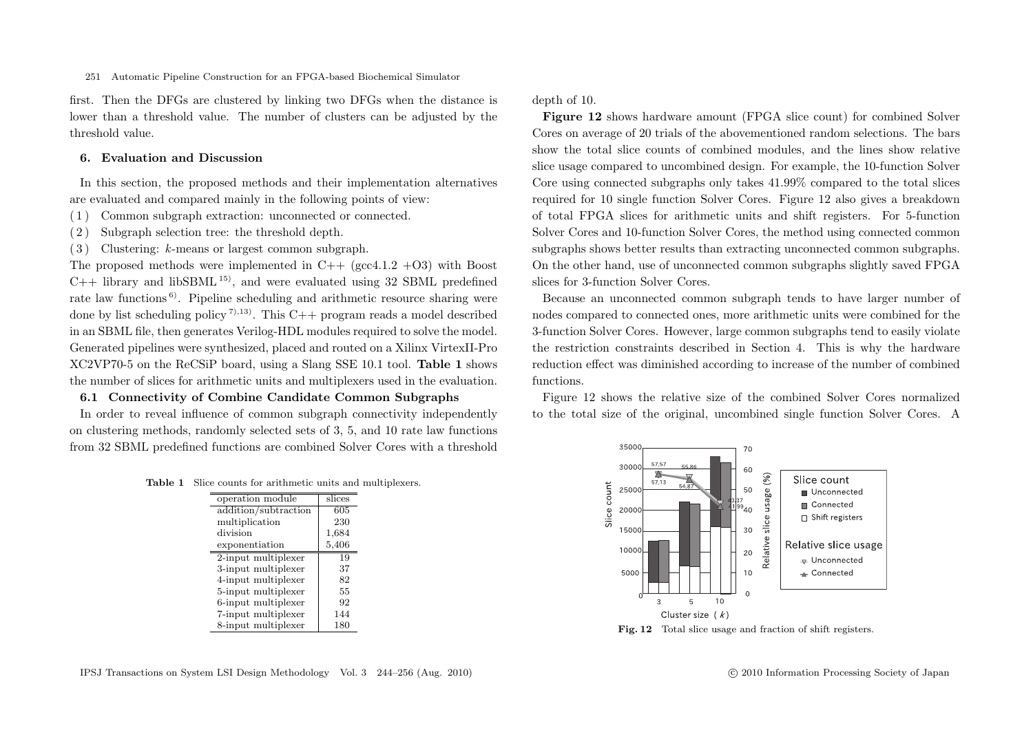first. Then the DFGs are clustered by linking two DFGs when the distance is lower than a threshold value. The number of clusters can be adjusted by the threshold value.

### 6. Evaluation and Discussion

In this section, the proposed methods and their implementation alternatives are evaluated and compared mainly in the following points of view:

(1) Common subgraph extraction: unconnected or connected.
(2) Subgraph selection tree: the threshold depth.
(3) Clustering: $k$-means or largest common subgraph.

The proposed methods were implemented in C++ (gcc4.1.2 +O3) with Boost C++ library and libSBML [15], and were evaluated using 32 SBML predefined rate law functions [6]. Pipeline scheduling and arithmetic resource sharing were done by list scheduling policy [7],[13]. This C++ program reads a model described in an SBML file, then generates Verilog-HDL modules required to solve the model. Generated pipelines were synthesized, placed and routed on a Xilinx VirtexII-Pro XC2VP70-5 on the ReCSiP board, using a Slang SSE 10.1 tool. **Table 1** shows the number of slices for arithmetic units and multiplexers used in the evaluation.

#### 6.1 Connectivity of Combine Candidate Common Subgraphs

In order to reveal influence of common subgraph connectivity independently on clustering methods, randomly selected sets of 3, 5, and 10 rate law functions from 32 SBML predefined functions are combined Solver Cores with a threshold depth of 10.

**Table 1** Slice counts for arithmetic units and multiplexers.

| operation module | slices |
|---|---|
| addition/subtraction | 605 |
| multiplication | 230 |
| division | 1,684 |
| exponentiation | 5,406 |
| 2-input multiplexer | 19 |
| 3-input multiplexer | 37 |
| 4-input multiplexer | 82 |
| 5-input multiplexer | 55 |
| 6-input multiplexer | 92 |
| 7-input multiplexer | 144 |
| 8-input multiplexer | 180 |

**Figure 12** shows hardware amount (FPGA slice count) for combined Solver Cores on average of 20 trials of the abovementioned random selections. The bars show the total slice counts of combined modules, and the lines show relative slice usage compared to uncombined design. For example, the 10-function Solver Core using connected subgraphs only takes 41.99% compared to the total slices required for 10 single function Solver Cores. Figure 12 also gives a breakdown of total FPGA slices for arithmetic units and shift registers. For 5-function Solver Cores and 10-function Solver Cores, the method using connected common subgraphs shows better results than extracting unconnected common subgraphs. On the other hand, use of unconnected common subgraphs slightly saved FPGA slices for 3-function Solver Cores.

Because an unconnected common subgraph tends to have larger number of nodes compared to connected ones, more arithmetic units were combined for the 3-function Solver Cores. However, large common subgraphs tend to easily violate the restriction constraints described in Section 4. This is why the hardware reduction effect was diminished according to increase of the number of combined functions.

Figure 12 shows the relative size of the combined Solver Cores normalized to the total size of the original, uncombined single function Solver Cores. A

**Fig. 12** Total slice usage and fraction of shift registers.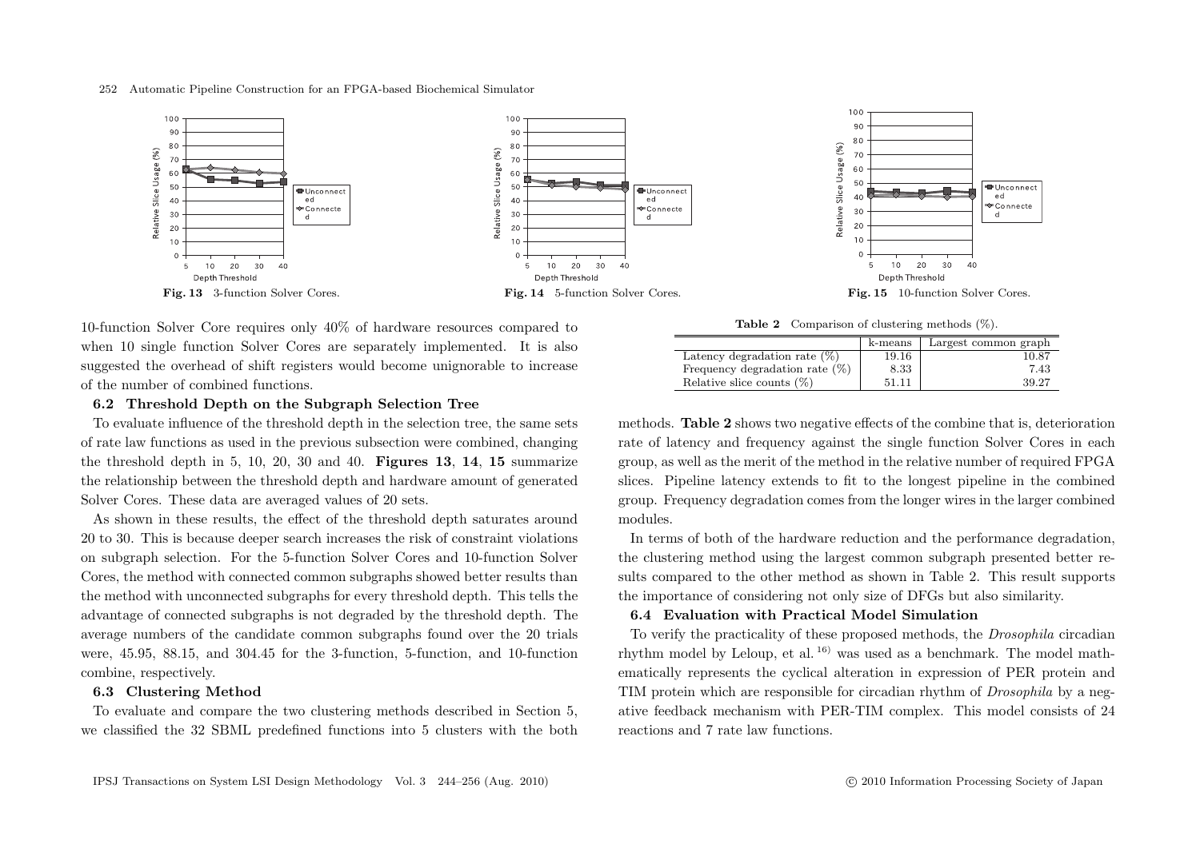Fig. 13 3-function Solver Cores.

Fig. 14 5-function Solver Cores.

Fig. 15 10-function Solver Cores.

10-function Solver Core requires only 40% of hardware resources compared to when 10 single function Solver Cores are separately implemented. It is also suggested the overhead of shift registers would become unignorable to increase of the number of combined functions.

### 6.2 Threshold Depth on the Subgraph Selection Tree

To evaluate influence of the threshold depth in the selection tree, the same sets of rate law functions as used in the previous subsection were combined, changing the threshold depth in 5, 10, 20, 30 and 40. **Figures 13**, **14**, **15** summarize the relationship between the threshold depth and hardware amount of generated Solver Cores. These data are averaged values of 20 sets.

As shown in these results, the effect of the threshold depth saturates around 20 to 30. This is because deeper search increases the risk of constraint violations on subgraph selection. For the 5-function Solver Cores and 10-function Solver Cores, the method with connected common subgraphs showed better results than the method with unconnected subgraphs for every threshold depth. This tells the advantage of connected subgraphs is not degraded by the threshold depth. The average numbers of the candidate common subgraphs found over the 20 trials were, 45.95, 88.15, and 304.45 for the 3-function, 5-function, and 10-function combine, respectively.

### 6.3 Clustering Method

To evaluate and compare the two clustering methods described in Section 5, we classified the 32 SBML predefined functions into 5 clusters with the both methods. **Table 2** shows two negative effects of the combine that is, deterioration rate of latency and frequency against the single function Solver Cores in each group, as well as the merit of the method in the relative number of required FPGA slices. Pipeline latency extends to fit to the longest pipeline in the combined group. Frequency degradation comes from the longer wires in the larger combined modules.

**Table 2** Comparison of clustering methods (%).

| | k-means | Largest common graph |
|---|---|---|
| Latency degradation rate (%) | 19.16 | 10.87 |
| Frequency degradation rate (%) | 8.33 | 7.43 |
| Relative slice counts (%) | 51.11 | 39.27 |

In terms of both of the hardware reduction and the performance degradation, the clustering method using the largest common subgraph presented better results compared to the other method as shown in Table 2. This result supports the importance of considering not only size of DFGs but also similarity.

### 6.4 Evaluation with Practical Model Simulation

To verify the practicality of these proposed methods, the *Drosophila* circadian rhythm model by Leloup, et al.[16] was used as a benchmark. The model mathematically represents the cyclical alteration in expression of PER protein and TIM protein which are responsible for circadian rhythm of *Drosophila* by a negative feedback mechanism with PER-TIM complex. This model consists of 24 reactions and 7 rate law functions.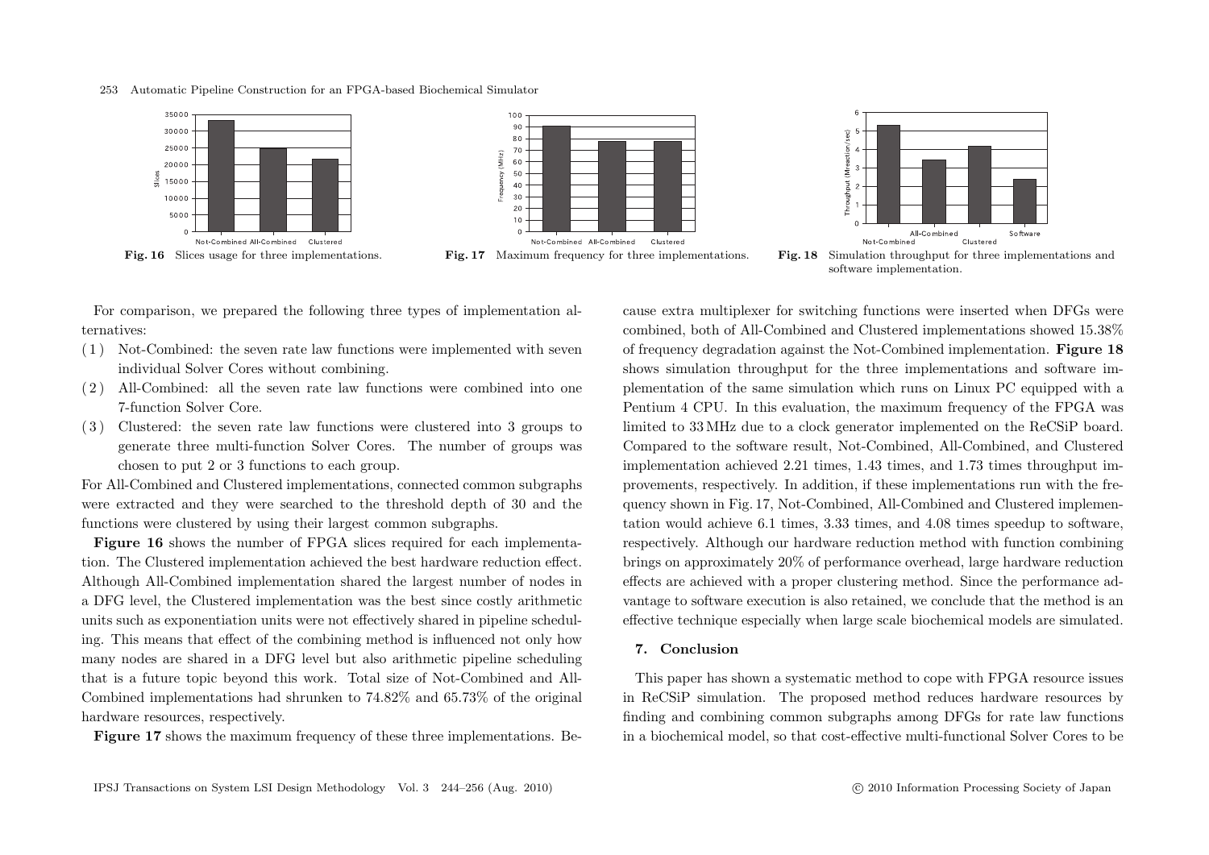Fig. 16 Slices usage for three implementations.

Fig. 17 Maximum frequency for three implementations.

Fig. 18 Simulation throughput for three implementations and software implementation.

For comparison, we prepared the following three types of implementation alternatives:

(1) Not-Combined: the seven rate law functions were implemented with seven individual Solver Cores without combining.
(2) All-Combined: all the seven rate law functions were combined into one 7-function Solver Core.
(3) Clustered: the seven rate law functions were clustered into 3 groups to generate three multi-function Solver Cores. The number of groups was chosen to put 2 or 3 functions to each group.

For All-Combined and Clustered implementations, connected common subgraphs were extracted and they were searched to the threshold depth of 30 and the functions were clustered by using their largest common subgraphs.

**Figure 16** shows the number of FPGA slices required for each implementation. The Clustered implementation achieved the best hardware reduction effect. Although All-Combined implementation shared the largest number of nodes in a DFG level, the Clustered implementation was the best since costly arithmetic units such as exponentiation units were not effectively shared in pipeline scheduling. This means that effect of the combining method is influenced not only how many nodes are shared in a DFG level but also arithmetic pipeline scheduling that is a future topic beyond this work. Total size of Not-Combined and All-Combined implementations had shrunken to 74.82% and 65.73% of the original hardware resources, respectively.

**Figure 17** shows the maximum frequency of these three implementations. Because extra multiplexer for switching functions were inserted when DFGs were combined, both of All-Combined and Clustered implementations showed 15.38% of frequency degradation against the Not-Combined implementation. **Figure 18** shows simulation throughput for the three implementations and software implementation of the same simulation which runs on Linux PC equipped with a Pentium 4 CPU. In this evaluation, the maximum frequency of the FPGA was limited to 33 MHz due to a clock generator implemented on the ReCSiP board. Compared to the software result, Not-Combined, All-Combined, and Clustered implementation achieved 2.21 times, 1.43 times, and 1.73 times throughput improvements, respectively. In addition, if these implementations run with the frequency shown in Fig. 17, Not-Combined, All-Combined and Clustered implementation would achieve 6.1 times, 3.33 times, and 4.08 times speedup to software, respectively. Although our hardware reduction method with function combining brings on approximately 20% of performance overhead, large hardware reduction effects are achieved with a proper clustering method. Since the performance advantage to software execution is also retained, we conclude that the method is an effective technique especially when large scale biochemical models are simulated.

## 7. Conclusion

This paper has shown a systematic method to cope with FPGA resource issues in ReCSiP simulation. The proposed method reduces hardware resources by finding and combining common subgraphs among DFGs for rate law functions in a biochemical model, so that cost-effective multi-functional Solver Cores to be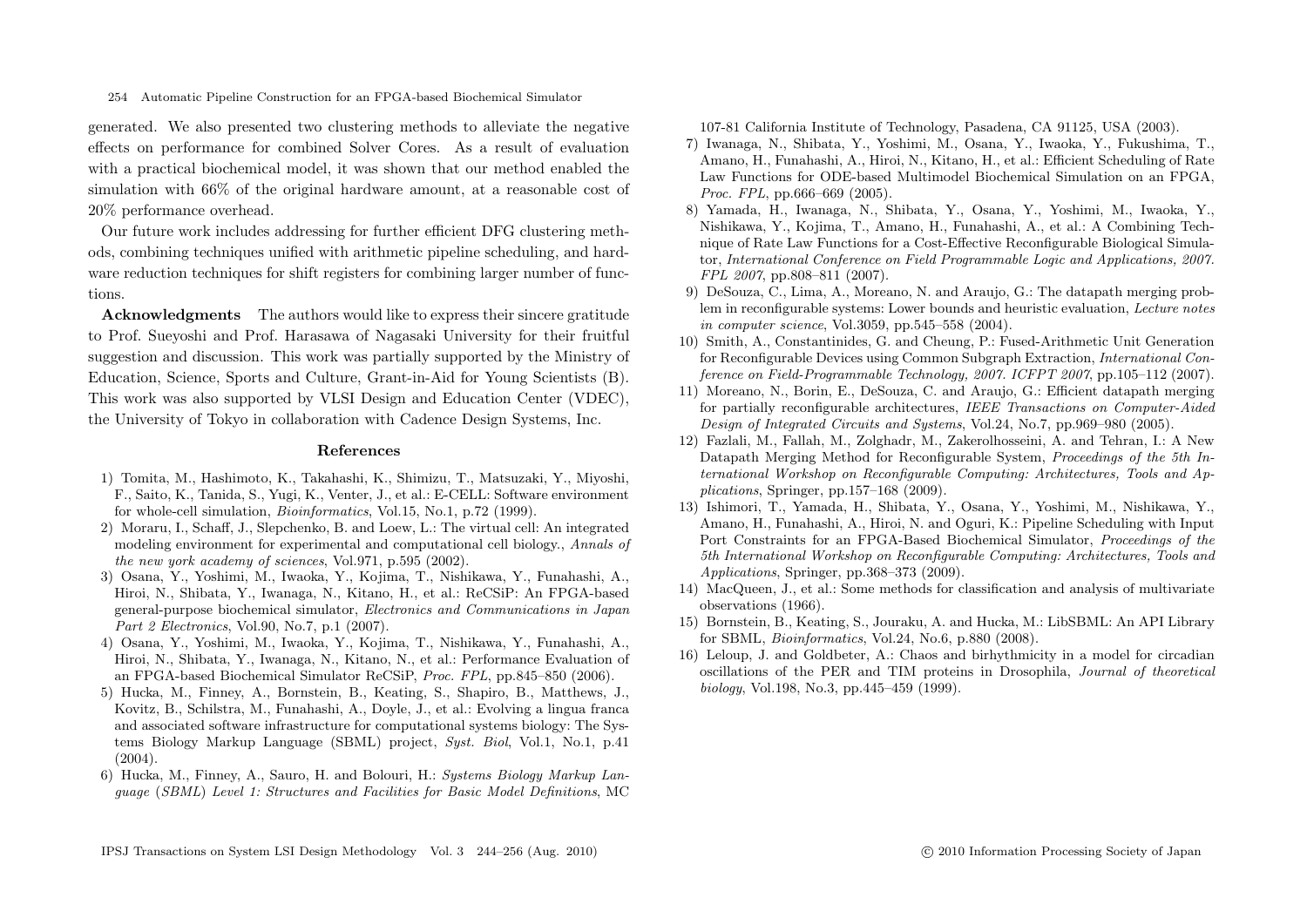generated. We also presented two clustering methods to alleviate the negative effects on performance for combined Solver Cores. As a result of evaluation with a practical biochemical model, it was shown that our method enabled the simulation with 66% of the original hardware amount, at a reasonable cost of 20% performance overhead.

Our future work includes addressing for further efficient DFG clustering methods, combining techniques unified with arithmetic pipeline scheduling, and hardware reduction techniques for shift registers for combining larger number of functions.

**Acknowledgments** The authors would like to express their sincere gratitude to Prof. Sueyoshi and Prof. Harasawa of Nagasaki University for their fruitful suggestion and discussion. This work was partially supported by the Ministry of Education, Science, Sports and Culture, Grant-in-Aid for Young Scientists (B). This work was also supported by VLSI Design and Education Center (VDEC), the University of Tokyo in collaboration with Cadence Design Systems, Inc.

## References

1) Tomita, M., Hashimoto, K., Takahashi, K., Shimizu, T., Matsuzaki, Y., Miyoshi, F., Saito, K., Tanida, S., Yugi, K., Venter, J., et al.: E-CELL: Software environment for whole-cell simulation, *Bioinformatics*, Vol.15, No.1, p.72 (1999).
2) Moraru, I., Schaff, J., Slepchenko, B. and Loew, L.: The virtual cell: An integrated modeling environment for experimental and computational cell biology., *Annals of the new york academy of sciences*, Vol.971, p.595 (2002).
3) Osana, Y., Yoshimi, M., Iwaoka, Y., Kojima, T., Nishikawa, Y., Funahashi, A., Hiroi, N., Shibata, Y., Iwanaga, N., Kitano, H., et al.: ReCSiP: An FPGA-based general-purpose biochemical simulator, *Electronics and Communications in Japan Part 2 Electronics*, Vol.90, No.7, p.1 (2007).
4) Osana, Y., Yoshimi, M., Iwaoka, Y., Kojima, T., Nishikawa, Y., Funahashi, A., Hiroi, N., Shibata, Y., Iwanaga, N., Kitano, N., et al.: Performance Evaluation of an FPGA-based Biochemical Simulator ReCSiP, *Proc. FPL*, pp.845–850 (2006).
5) Hucka, M., Finney, A., Bornstein, B., Keating, S., Shapiro, B., Matthews, J., Kovitz, B., Schilstra, M., Funahashi, A., Doyle, J., et al.: Evolving a lingua franca and associated software infrastructure for computational systems biology: The Systems Biology Markup Language (SBML) project, *Syst. Biol*, Vol.1, No.1, p.41 (2004).
6) Hucka, M., Finney, A., Sauro, H. and Bolouri, H.: *Systems Biology Markup Language (SBML) Level 1: Structures and Facilities for Basic Model Definitions*, MC 107-81 California Institute of Technology, Pasadena, CA 91125, USA (2003).
7) Iwanaga, N., Shibata, Y., Yoshimi, M., Osana, Y., Iwaoka, Y., Fukushima, T., Amano, H., Funahashi, A., Hiroi, N., Kitano, H., et al.: Efficient Scheduling of Rate Law Functions for ODE-based Multimodel Biochemical Simulation on an FPGA, *Proc. FPL*, pp.666–669 (2005).
8) Yamada, H., Iwanaga, N., Shibata, Y., Osana, Y., Yoshimi, M., Iwaoka, Y., Nishikawa, Y., Kojima, T., Amano, H., Funahashi, A., et al.: A Combining Technique of Rate Law Functions for a Cost-Effective Reconfigurable Biological Simulator, *International Conference on Field Programmable Logic and Applications, 2007. FPL 2007*, pp.808–811 (2007).
9) DeSouza, C., Lima, A., Moreano, N. and Araujo, G.: The datapath merging problem in reconfigurable systems: Lower bounds and heuristic evaluation, *Lecture notes in computer science*, Vol.3059, pp.545–558 (2004).
10) Smith, A., Constantinides, G. and Cheung, P.: Fused-Arithmetic Unit Generation for Reconfigurable Devices using Common Subgraph Extraction, *International Conference on Field-Programmable Technology, 2007. ICFPT 2007*, pp.105–112 (2007).
11) Moreano, N., Borin, E., DeSouza, C. and Araujo, G.: Efficient datapath merging for partially reconfigurable architectures, *IEEE Transactions on Computer-Aided Design of Integrated Circuits and Systems*, Vol.24, No.7, pp.969–980 (2005).
12) Fazlali, M., Fallah, M., Zolghadr, M., Zakerolhosseini, A. and Tehran, I.: A New Datapath Merging Method for Reconfigurable System, *Proceedings of the 5th International Workshop on Reconfigurable Computing: Architectures, Tools and Applications*, Springer, pp.157–168 (2009).
13) Ishimori, T., Yamada, H., Shibata, Y., Osana, Y., Yoshimi, M., Nishikawa, Y., Amano, H., Funahashi, A., Hiroi, N. and Oguri, K.: Pipeline Scheduling with Input Port Constraints for an FPGA-Based Biochemical Simulator, *Proceedings of the 5th International Workshop on Reconfigurable Computing: Architectures, Tools and Applications*, Springer, pp.368–373 (2009).
14) MacQueen, J., et al.: Some methods for classification and analysis of multivariate observations (1966).
15) Bornstein, B., Keating, S., Jouraku, A. and Hucka, M.: LibSBML: An API Library for SBML, *Bioinformatics*, Vol.24, No.6, p.880 (2008).
16) Leloup, J. and Goldbeter, A.: Chaos and birhythmicity in a model for circadian oscillations of the PER and TIM proteins in Drosophila, *Journal of theoretical biology*, Vol.198, No.3, pp.445–459 (1999).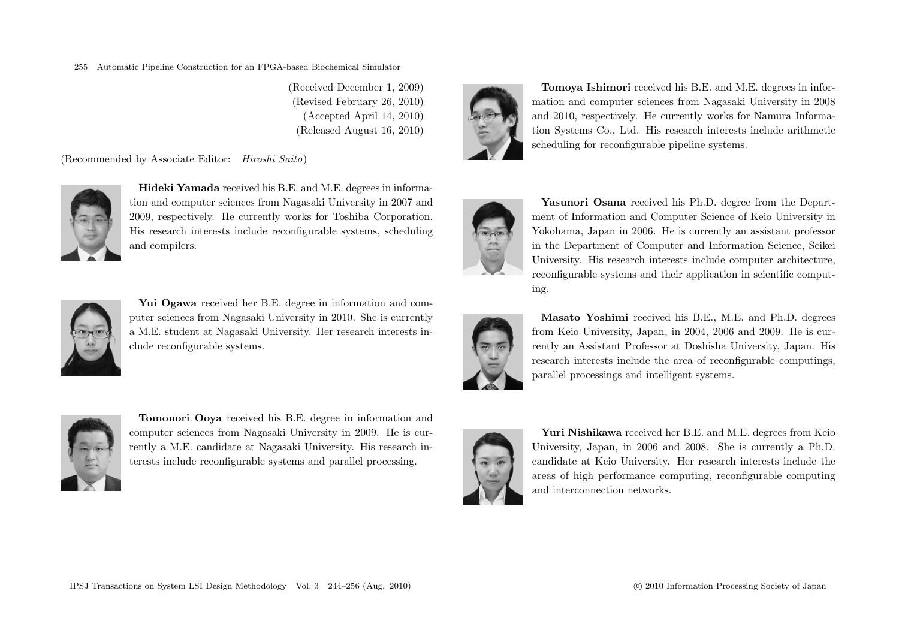(Received December 1, 2009)
(Revised February 26, 2010)
(Accepted April 14, 2010)
(Released August 16, 2010)

(Recommended by Associate Editor: *Hiroshi Saito*)

**Hideki Yamada** received his B.E. and M.E. degrees in information and computer sciences from Nagasaki University in 2007 and 2009, respectively. He currently works for Toshiba Corporation. His research interests include reconfigurable systems, scheduling and compilers.

**Yui Ogawa** received her B.E. degree in information and computer sciences from Nagasaki University in 2010. She is currently a M.E. student at Nagasaki University. Her research interests include reconfigurable systems.

**Tomonori Ooya** received his B.E. degree in information and computer sciences from Nagasaki University in 2009. He is currently a M.E. candidate at Nagasaki University. His research interests include reconfigurable systems and parallel processing.

**Tomoya Ishimori** received his B.E. and M.E. degrees in information and computer sciences from Nagasaki University in 2008 and 2010, respectively. He currently works for Namura Information Systems Co., Ltd. His research interests include arithmetic scheduling for reconfigurable pipeline systems.

**Yasunori Osana** received his Ph.D. degree from the Department of Information and Computer Science of Keio University in Yokohama, Japan in 2006. He is currently an assistant professor in the Department of Computer and Information Science, Seikei University. His research interests include computer architecture, reconfigurable systems and their application in scientific computing.

**Masato Yoshimi** received his B.E., M.E. and Ph.D. degrees from Keio University, Japan, in 2004, 2006 and 2009. He is currently an Assistant Professor at Doshisha University, Japan. His research interests include the area of reconfigurable computings, parallel processings and intelligent systems.

**Yuri Nishikawa** received her B.E. and M.E. degrees from Keio University, Japan, in 2006 and 2008. She is currently a Ph.D. candidate at Keio University. Her research interests include the areas of high performance computing, reconfigurable computing and interconnection networks.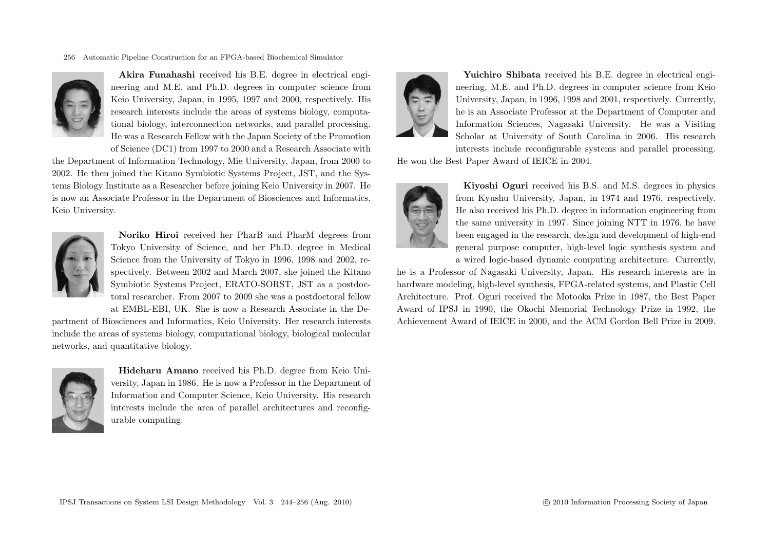**Akira Funahashi** received his B.E. degree in electrical engineering and M.E. and Ph.D. degrees in computer science from Keio University, Japan, in 1995, 1997 and 2000, respectively. His research interests include the areas of systems biology, computational biology, interconnection networks, and parallel processing. He was a Research Fellow with the Japan Society of the Promotion of Science (DC1) from 1997 to 2000 and a Research Associate with the Department of Information Technology, Mie University, Japan, from 2000 to 2002. He then joined the Kitano Symbiotic Systems Project, JST, and the Systems Biology Institute as a Researcher before joining Keio University in 2007. He is now an Associate Professor in the Department of Biosciences and Informatics, Keio University.

**Noriko Hiroi** received her PharB and PharM degrees from Tokyo University of Science, and her Ph.D. degree in Medical Science from the University of Tokyo in 1996, 1998 and 2002, respectively. Between 2002 and March 2007, she joined the Kitano Symbiotic Systems Project, ERATO-SORST, JST as a postdoctoral researcher. From 2007 to 2009 she was a postdoctoral fellow at EMBL-EBI, UK. She is now a Research Associate in the Department of Biosciences and Informatics, Keio University. Her research interests include the areas of systems biology, computational biology, biological molecular networks, and quantitative biology.

**Hideharu Amano** received his Ph.D. degree from Keio University, Japan in 1986. He is now a Professor in the Department of Information and Computer Science, Keio University. His research interests include the area of parallel architectures and reconfigurable computing.

**Yuichiro Shibata** received his B.E. degree in electrical engineering, M.E. and Ph.D. degrees in computer science from Keio University, Japan, in 1996, 1998 and 2001, respectively. Currently, he is an Associate Professor at the Department of Computer and Information Sciences, Nagasaki University. He was a Visiting Scholar at University of South Carolina in 2006. His research interests include reconfigurable systems and parallel processing. He won the Best Paper Award of IEICE in 2004.

**Kiyoshi Oguri** received his B.S. and M.S. degrees in physics from Kyushu University, Japan, in 1974 and 1976, respectively. He also received his Ph.D. degree in information engineering from the same university in 1997. Since joining NTT in 1976, he have been engaged in the research, design and development of high-end general purpose computer, high-level logic synthesis system and a wired logic-based dynamic computing architecture. Currently, he is a Professor of Nagasaki University, Japan. His research interests are in hardware modeling, high-level synthesis, FPGA-related systems, and Plastic Cell Architecture. Prof. Oguri received the Motooka Prize in 1987, the Best Paper Award of IPSJ in 1990, the Okochi Memorial Technology Prize in 1992, the Achievement Award of IEICE in 2000, and the ACM Gordon Bell Prize in 2009.